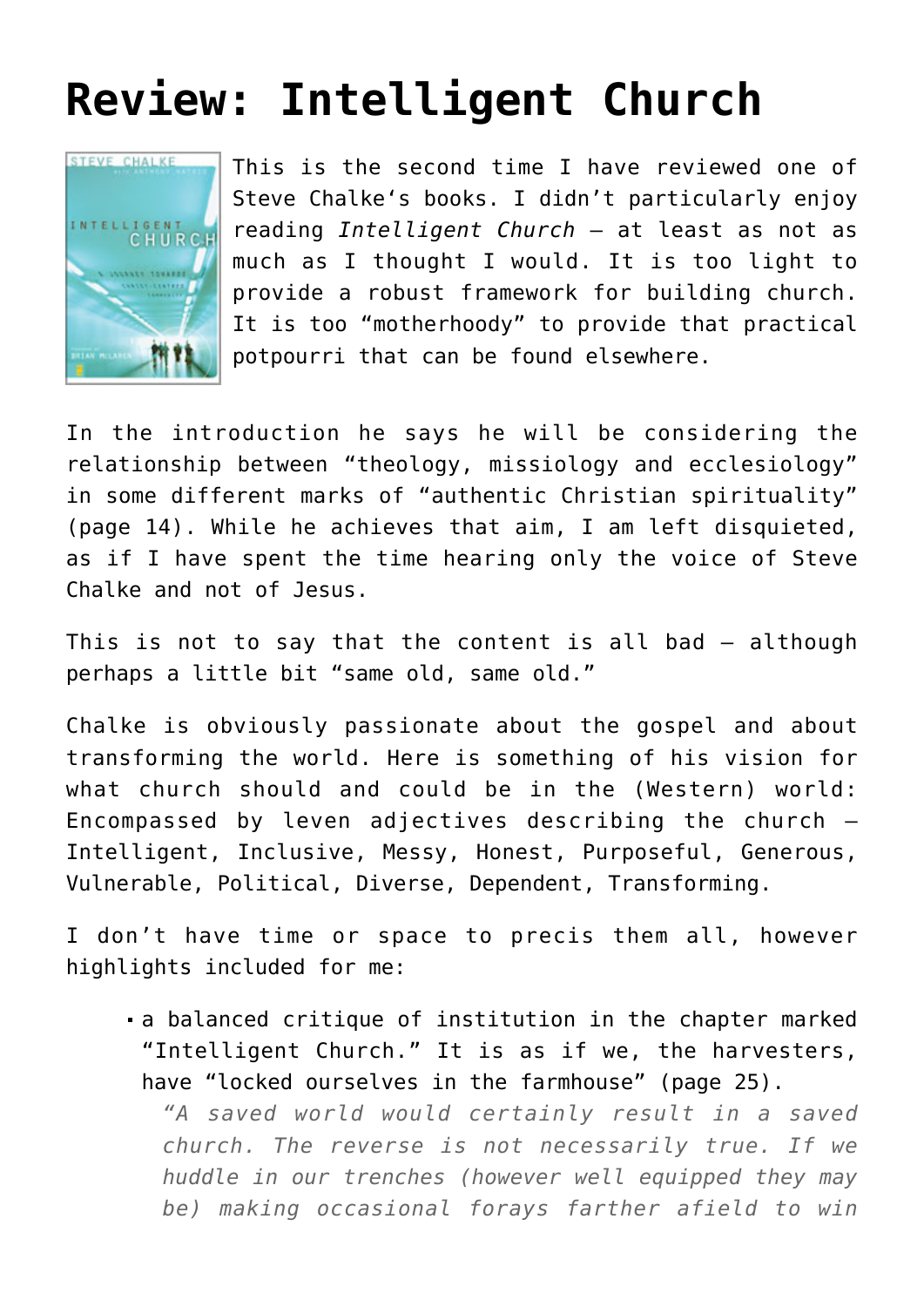# Review: Intelligent Church

This is the second time I have reviewed one of Steve Chalke's books. I didn't particularly enjoy reading *Intelligent Church* – at least as not as much as I thought I would. It is too light to provide a robust framework for building church. It is too "motherhoody" to provide that practical potpourri that can be found elsewhere.

In the introduction he says he will be considering the relationship between "theology, missiology and ecclesiology" in some different marks of "authentic Christian spirituality" (page 14). While he achieves that aim, I am left disquieted, as if I have spent the time hearing only the voice of Steve Chalke and not of Jesus.

This is not to say that the content is all bad – although perhaps a little bit "same old, same old."

Chalke is obviously passionate about the gospel and about transforming the world. Here is something of his vision for what church should and could be in the (Western) world: Encompassed by leven adjectives describing the church – Intelligent, Inclusive, Messy, Honest, Purposeful, Generous, Vulnerable, Political, Diverse, Dependent, Transforming.

I don't have time or space to precis them all, however highlights included for me:

- a balanced critique of institution in the chapter marked "Intelligent Church." It is as if we, the harvesters, have "locked ourselves in the farmhouse" (page 25).

  > *"A saved world would certainly result in a saved church. The reverse is not necessarily true. If we huddle in our trenches (however well equipped they may be) making occasional forays farther afield to win*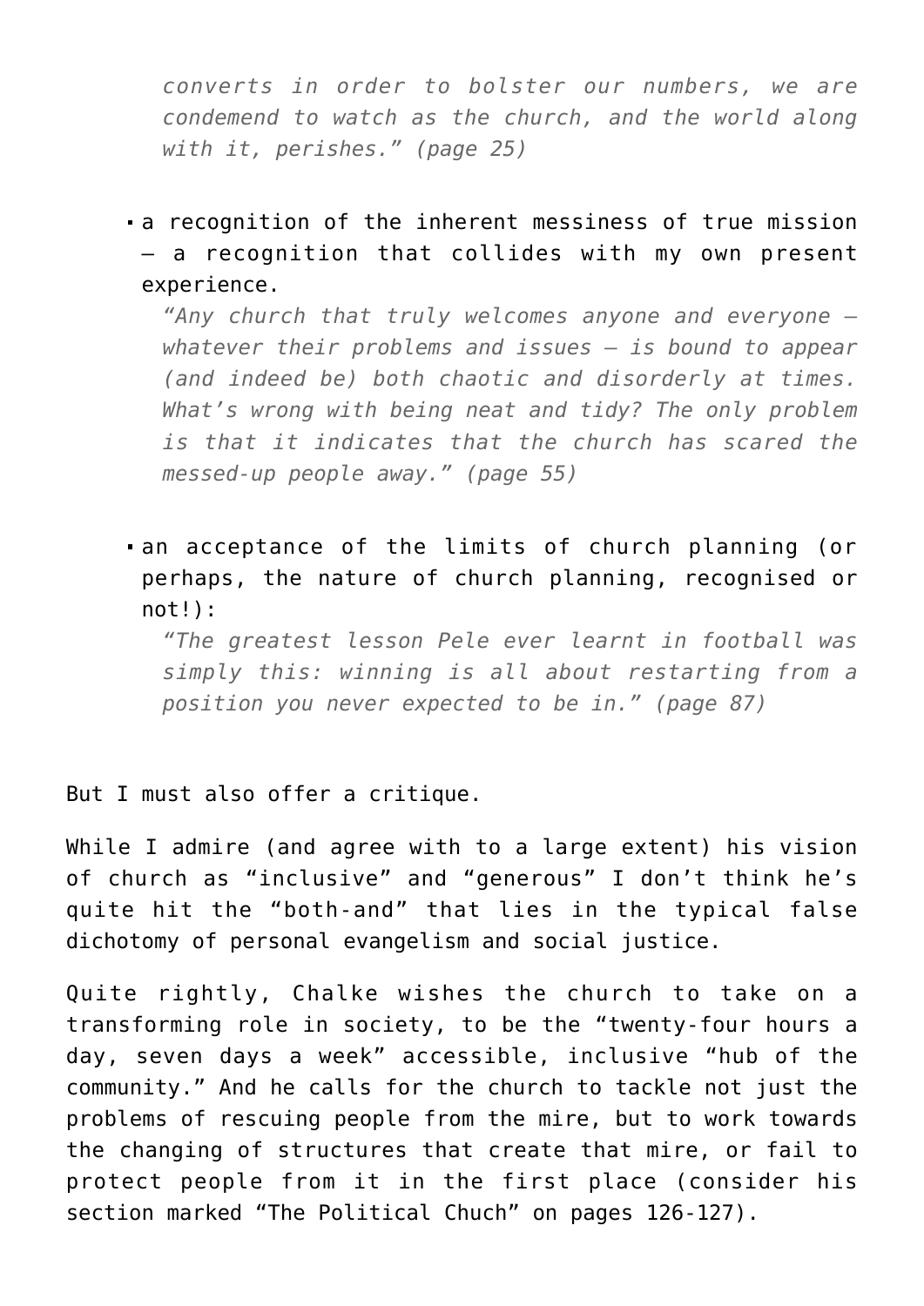*converts in order to bolster our numbers, we are condemend to watch as the church, and the world along with it, perishes." (page 25)*

- a recognition of the inherent messiness of true mission – a recognition that collides with my own present experience.
  *"Any church that truly welcomes anyone and everyone – whatever their problems and issues – is bound to appear (and indeed be) both chaotic and disorderly at times. What's wrong with being neat and tidy? The only problem is that it indicates that the church has scared the messed-up people away." (page 55)*

- an acceptance of the limits of church planning (or perhaps, the nature of church planning, recognised or not!):
  *"The greatest lesson Pele ever learnt in football was simply this: winning is all about restarting from a position you never expected to be in." (page 87)*

But I must also offer a critique.

While I admire (and agree with to a large extent) his vision of church as "inclusive" and "generous" I don't think he's quite hit the "both-and" that lies in the typical false dichotomy of personal evangelism and social justice.

Quite rightly, Chalke wishes the church to take on a transforming role in society, to be the "twenty-four hours a day, seven days a week" accessible, inclusive "hub of the community." And he calls for the church to tackle not just the problems of rescuing people from the mire, but to work towards the changing of structures that create that mire, or fail to protect people from it in the first place (consider his section marked "The Political Chuch" on pages 126-127).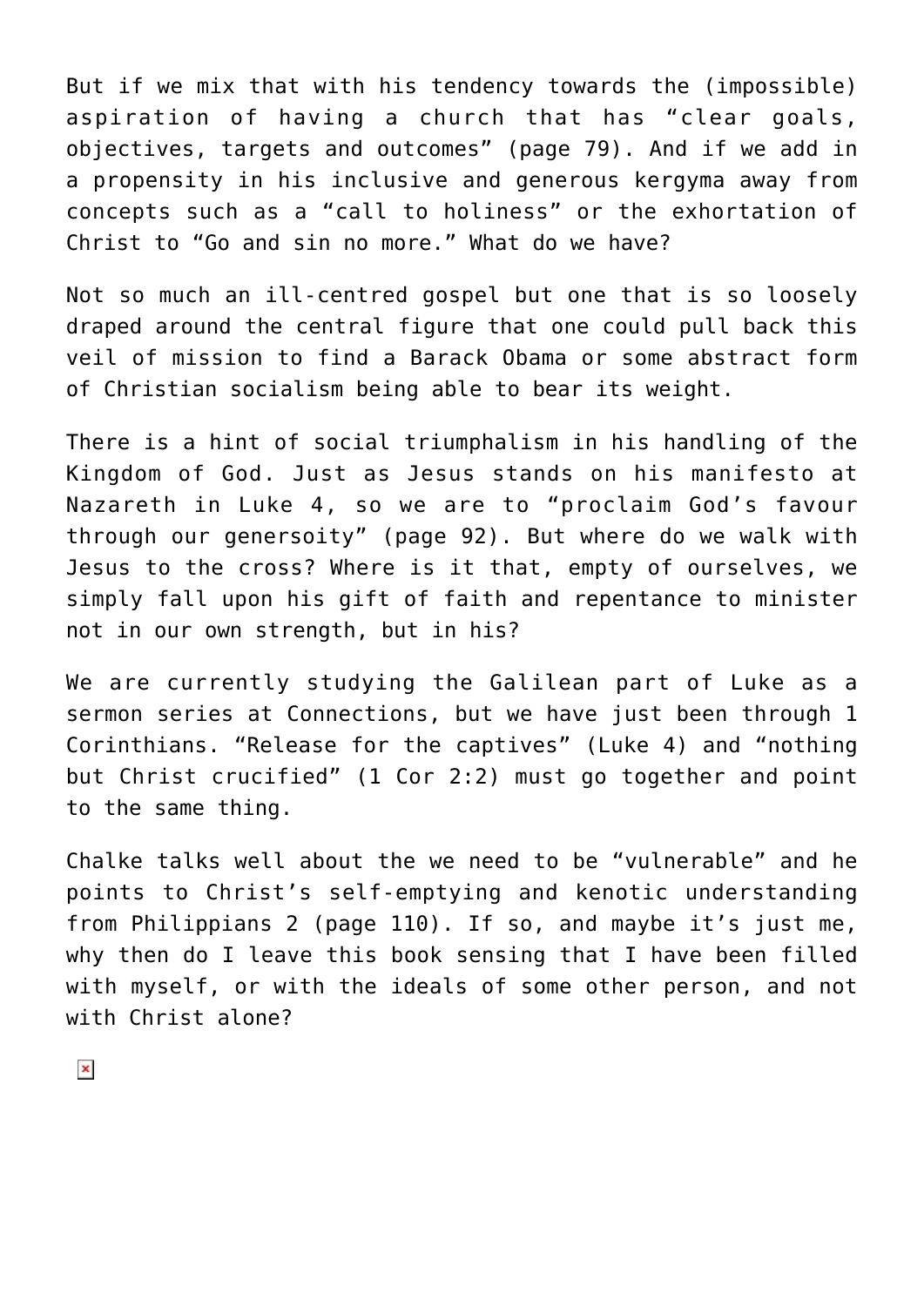But if we mix that with his tendency towards the (impossible) aspiration of having a church that has “clear goals, objectives, targets and outcomes” (page 79). And if we add in a propensity in his inclusive and generous kergyma away from concepts such as a “call to holiness” or the exhortation of Christ to “Go and sin no more.” What do we have?

Not so much an ill-centred gospel but one that is so loosely draped around the central figure that one could pull back this veil of mission to find a Barack Obama or some abstract form of Christian socialism being able to bear its weight.

There is a hint of social triumphalism in his handling of the Kingdom of God. Just as Jesus stands on his manifesto at Nazareth in Luke 4, so we are to “proclaim God’s favour through our genersoity” (page 92). But where do we walk with Jesus to the cross? Where is it that, empty of ourselves, we simply fall upon his gift of faith and repentance to minister not in our own strength, but in his?

We are currently studying the Galilean part of Luke as a sermon series at Connections, but we have just been through 1 Corinthians. “Release for the captives” (Luke 4) and “nothing but Christ crucified” (1 Cor 2:2) must go together and point to the same thing.

Chalke talks well about the we need to be “vulnerable” and he points to Christ’s self-emptying and kenotic understanding from Philippians 2 (page 110). If so, and maybe it’s just me, why then do I leave this book sensing that I have been filled with myself, or with the ideals of some other person, and not with Christ alone?